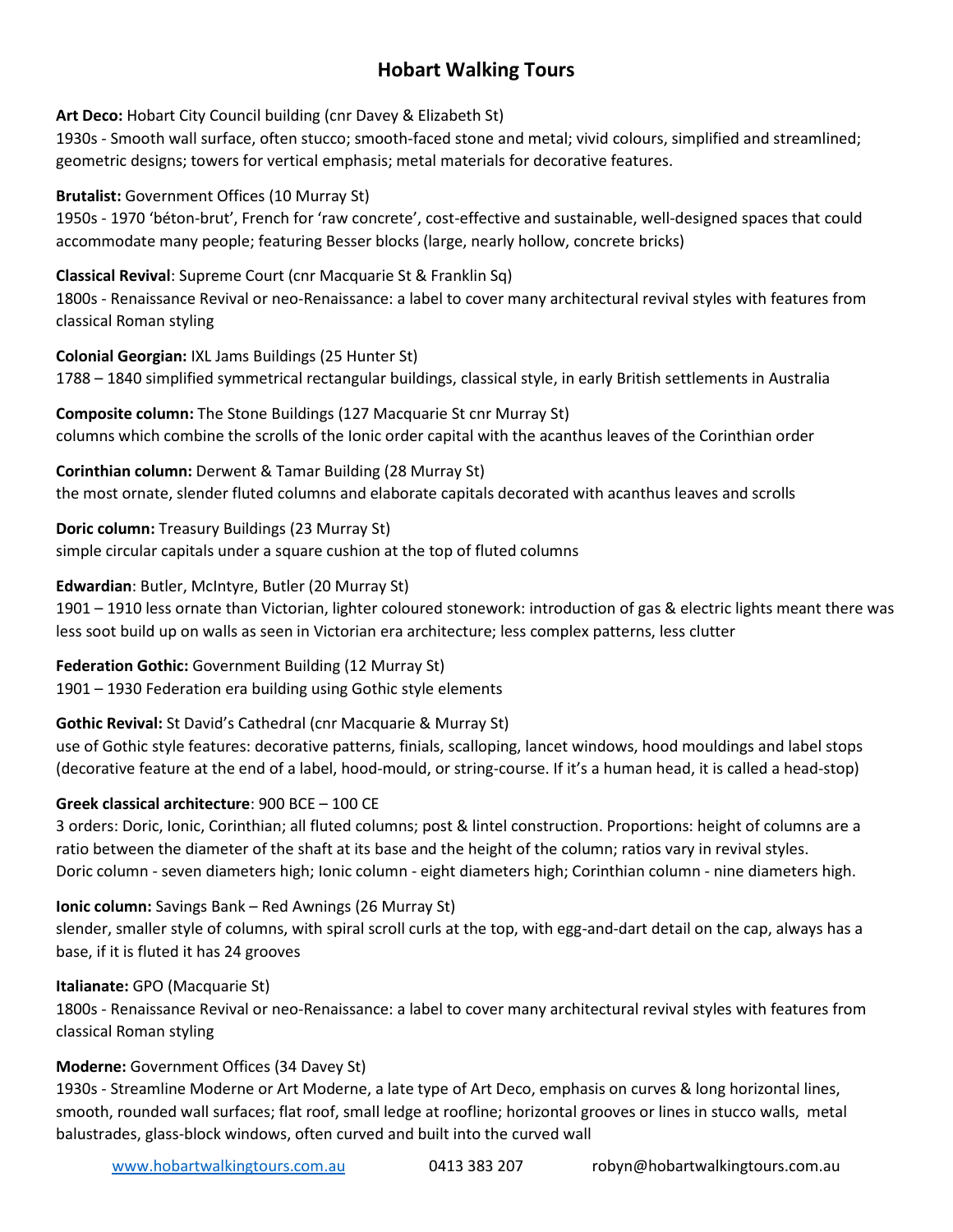# Hobart Walking Tours

**Art Deco:** Hobart City Council building (cnr Davey & Elizabeth St)
1930s - Smooth wall surface, often stucco; smooth-faced stone and metal; vivid colours, simplified and streamlined; geometric designs; towers for vertical emphasis; metal materials for decorative features.

**Brutalist:** Government Offices (10 Murray St)
1950s - 1970 'béton-brut', French for 'raw concrete', cost-effective and sustainable, well-designed spaces that could accommodate many people; featuring Besser blocks (large, nearly hollow, concrete bricks)

**Classical Revival**: Supreme Court (cnr Macquarie St & Franklin Sq)
1800s - Renaissance Revival or neo-Renaissance: a label to cover many architectural revival styles with features from classical Roman styling

**Colonial Georgian:** IXL Jams Buildings (25 Hunter St)
1788 – 1840 simplified symmetrical rectangular buildings, classical style, in early British settlements in Australia

**Composite column:** The Stone Buildings (127 Macquarie St cnr Murray St)
columns which combine the scrolls of the Ionic order capital with the acanthus leaves of the Corinthian order

**Corinthian column:** Derwent & Tamar Building (28 Murray St)
the most ornate, slender fluted columns and elaborate capitals decorated with acanthus leaves and scrolls

**Doric column:** Treasury Buildings (23 Murray St)
simple circular capitals under a square cushion at the top of fluted columns

**Edwardian**: Butler, McIntyre, Butler (20 Murray St)
1901 – 1910 less ornate than Victorian, lighter coloured stonework: introduction of gas & electric lights meant there was less soot build up on walls as seen in Victorian era architecture; less complex patterns, less clutter

**Federation Gothic:** Government Building (12 Murray St)
1901 – 1930 Federation era building using Gothic style elements

**Gothic Revival:** St David's Cathedral (cnr Macquarie & Murray St)
use of Gothic style features: decorative patterns, finials, scalloping, lancet windows, hood mouldings and label stops (decorative feature at the end of a label, hood-mould, or string-course. If it's a human head, it is called a head-stop)

**Greek classical architecture**: 900 BCE – 100 CE
3 orders: Doric, Ionic, Corinthian; all fluted columns; post & lintel construction. Proportions: height of columns are a ratio between the diameter of the shaft at its base and the height of the column; ratios vary in revival styles.
Doric column - seven diameters high; Ionic column - eight diameters high; Corinthian column - nine diameters high.

**Ionic column:** Savings Bank – Red Awnings (26 Murray St)
slender, smaller style of columns, with spiral scroll curls at the top, with egg-and-dart detail on the cap, always has a base, if it is fluted it has 24 grooves

**Italianate:** GPO (Macquarie St)
1800s - Renaissance Revival or neo-Renaissance: a label to cover many architectural revival styles with features from classical Roman styling

**Moderne:** Government Offices (34 Davey St)
1930s - Streamline Moderne or Art Moderne, a late type of Art Deco, emphasis on curves & long horizontal lines, smooth, rounded wall surfaces; flat roof, small ledge at roofline; horizontal grooves or lines in stucco walls, metal balustrades, glass-block windows, often curved and built into the curved wall

www.hobartwalkingtours.com.au 0413 383 207 robyn@hobartwalkingtours.com.au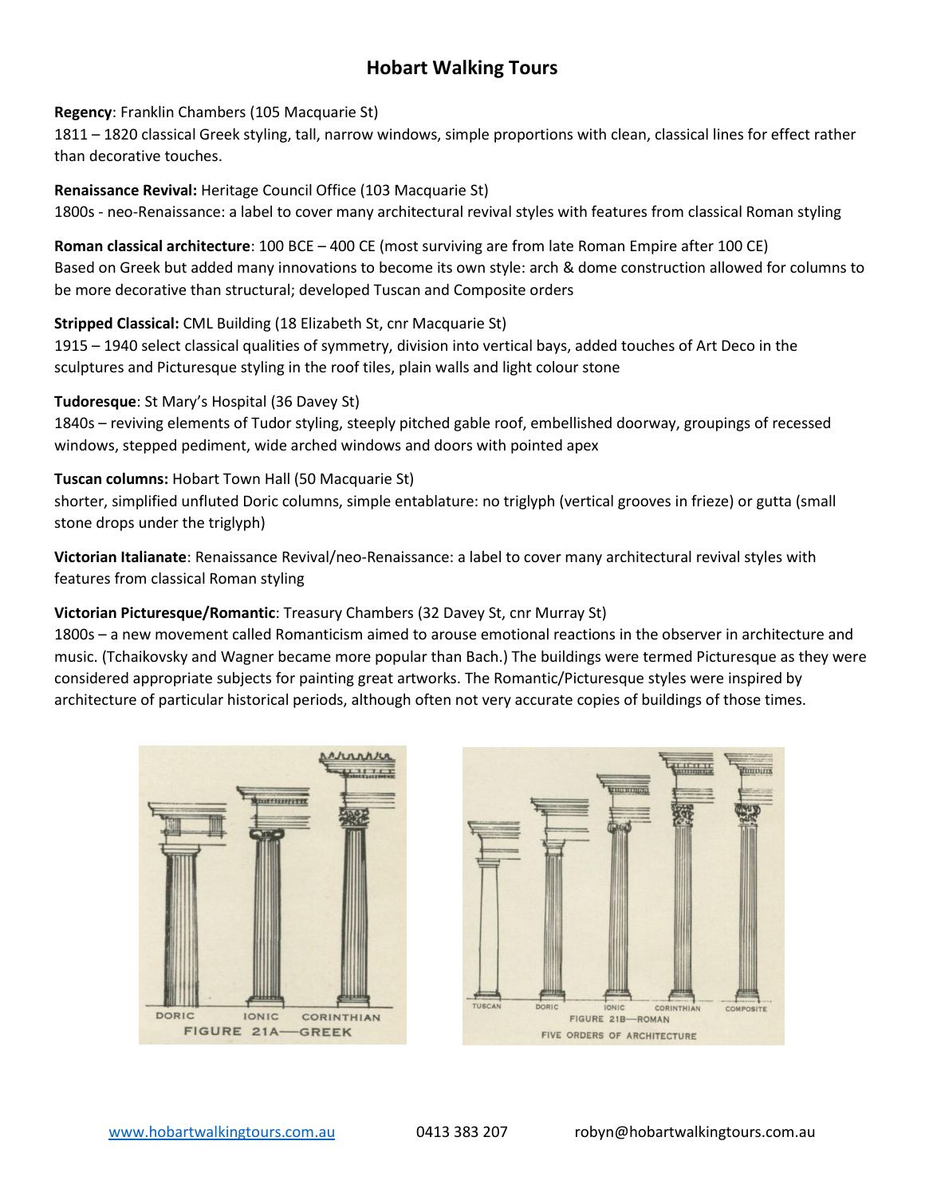# Hobart Walking Tours

**Regency**: Franklin Chambers (105 Macquarie St)
1811 – 1820 classical Greek styling, tall, narrow windows, simple proportions with clean, classical lines for effect rather than decorative touches.

**Renaissance Revival:** Heritage Council Office (103 Macquarie St)
1800s - neo-Renaissance: a label to cover many architectural revival styles with features from classical Roman styling

**Roman classical architecture**: 100 BCE – 400 CE (most surviving are from late Roman Empire after 100 CE)
Based on Greek but added many innovations to become its own style: arch & dome construction allowed for columns to be more decorative than structural; developed Tuscan and Composite orders

**Stripped Classical:** CML Building (18 Elizabeth St, cnr Macquarie St)
1915 – 1940 select classical qualities of symmetry, division into vertical bays, added touches of Art Deco in the sculptures and Picturesque styling in the roof tiles, plain walls and light colour stone

**Tudoresque**: St Mary's Hospital (36 Davey St)
1840s – reviving elements of Tudor styling, steeply pitched gable roof, embellished doorway, groupings of recessed windows, stepped pediment, wide arched windows and doors with pointed apex

**Tuscan columns:** Hobart Town Hall (50 Macquarie St)
shorter, simplified unfluted Doric columns, simple entablature: no triglyph (vertical grooves in frieze) or gutta (small stone drops under the triglyph)

**Victorian Italianate**: Renaissance Revival/neo-Renaissance: a label to cover many architectural revival styles with features from classical Roman styling

**Victorian Picturesque/Romantic**: Treasury Chambers (32 Davey St, cnr Murray St)
1800s – a new movement called Romanticism aimed to arouse emotional reactions in the observer in architecture and music. (Tchaikovsky and Wagner became more popular than Bach.) The buildings were termed Picturesque as they were considered appropriate subjects for painting great artworks. The Romantic/Picturesque styles were inspired by architecture of particular historical periods, although often not very accurate copies of buildings of those times.

DORIC IONIC CORINTHIAN
FIGURE 21A—GREEK

TUSCAN DORIC IONIC CORINTHIAN COMPOSITE
FIGURE 21B—ROMAN
FIVE ORDERS OF ARCHITECTURE